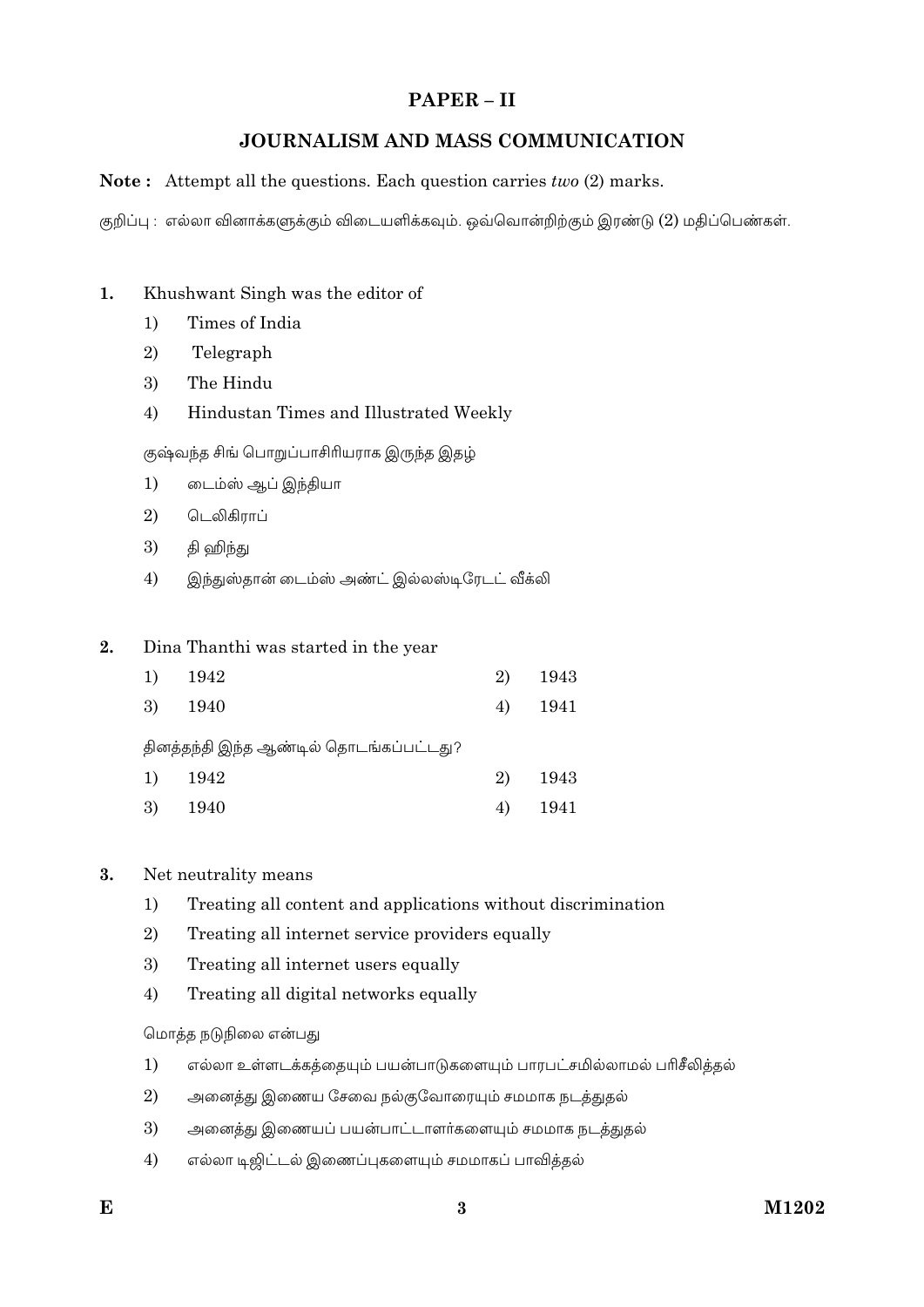# PAPER – II

## JOURNALISM AND MASS COMMUNICATION

**Note :** Attempt all the questions. Each question carries *two* (2) marks.

குறிப்பு : எல்லா வினாக்களுக்கும் விடையளிக்கவும். ஒவ்வொன்றிற்கும் இரண்டு (2) மதிப்பெண்கள்.

**1.** Khushwant Singh was the editor of

1) Times of India
2) Telegraph
3) The Hindu
4) Hindustan Times and Illustrated Weekly

குஷ்வந்த சிங் பொறுப்பாசிரியராக இருந்த இதழ்

1) டைம்ஸ் ஆப் இந்தியா
2) டெலிகிராப்
3) தி ஹிந்து
4) இந்துஸ்தான் டைம்ஸ் அண்ட் இல்லஸ்டிரேடட் வீக்லி

**2.** Dina Thanthi was started in the year

1) 1942
2) 1943
3) 1940
4) 1941

தினத்தந்தி இந்த ஆண்டில் தொடங்கப்பட்டது?

1) 1942
2) 1943
3) 1940
4) 1941

**3.** Net neutrality means

1) Treating all content and applications without discrimination
2) Treating all internet service providers equally
3) Treating all internet users equally
4) Treating all digital networks equally

மொத்த நடுநிலை என்பது

1) எல்லா உள்ளடக்கத்தையும் பயன்பாடுகளையும் பாரபட்சமில்லாமல் பரிசீலித்தல்
2) அனைத்து இணைய சேவை நல்குவோரையும் சமமாக நடத்துதல்
3) அனைத்து இணையப் பயன்பாட்டாளர்களையும் சமமாக நடத்துதல்
4) எல்லா டிஜிட்டல் இணைப்புகளையும் சமமாகப் பாவித்தல்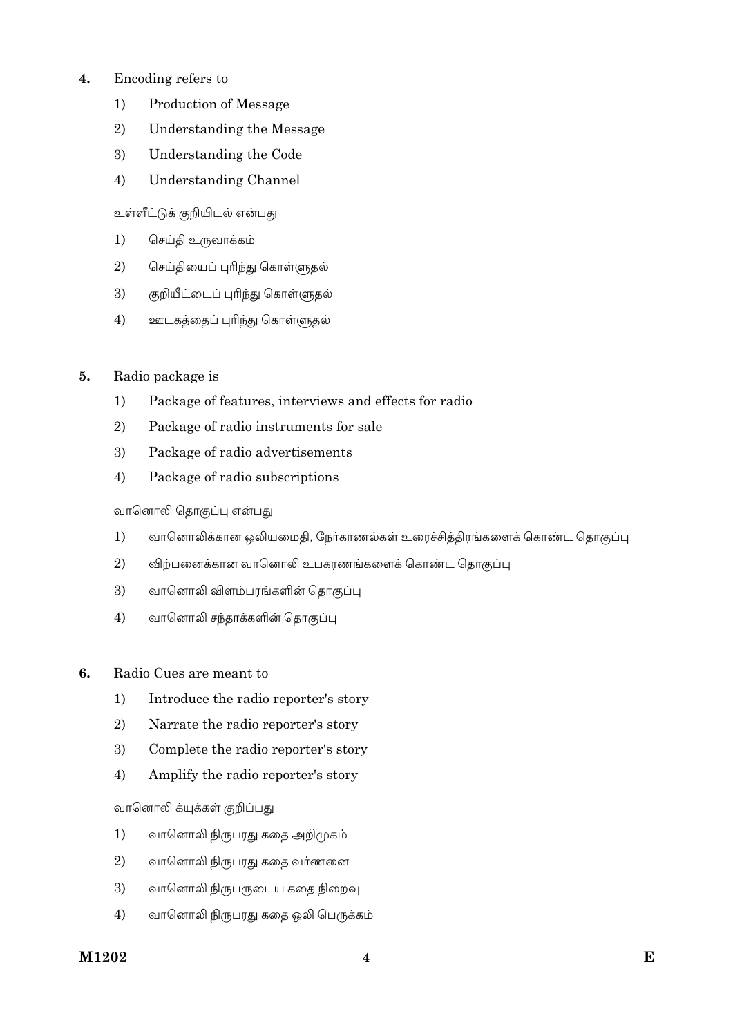4. Encoding refers to

   1) Production of Message

   2) Understanding the Message

   3) Understanding the Code

   4) Understanding Channel

   உள்ளீட்டுக் குறியிடல் என்பது

   1) செய்தி உருவாக்கம்

   2) செய்தியைப் புரிந்து கொள்ளுதல்

   3) குறியீட்டைப் புரிந்து கொள்ளுதல்

   4) ஊடகத்தைப் புரிந்து கொள்ளுதல்

5. Radio package is

   1) Package of features, interviews and effects for radio

   2) Package of radio instruments for sale

   3) Package of radio advertisements

   4) Package of radio subscriptions

   வானொலி தொகுப்பு என்பது

   1) வானொலிக்கான ஒலியமைதி, நேர்காணல்கள் உரைச்சித்திரங்களைக் கொண்ட தொகுப்பு

   2) விற்பனைக்கான வானொலி உபகரணங்களைக் கொண்ட தொகுப்பு

   3) வானொலி விளம்பரங்களின் தொகுப்பு

   4) வானொலி சந்தாக்களின் தொகுப்பு

6. Radio Cues are meant to

   1) Introduce the radio reporter's story

   2) Narrate the radio reporter's story

   3) Complete the radio reporter's story

   4) Amplify the radio reporter's story

   வானொலி க்யுக்கள் குறிப்பது

   1) வானொலி நிருபரது கதை அறிமுகம்

   2) வானொலி நிருபரது கதை வர்ணனை

   3) வானொலி நிருபருடைய கதை நிறைவு

   4) வானொலி நிருபரது கதை ஒலி பெருக்கம்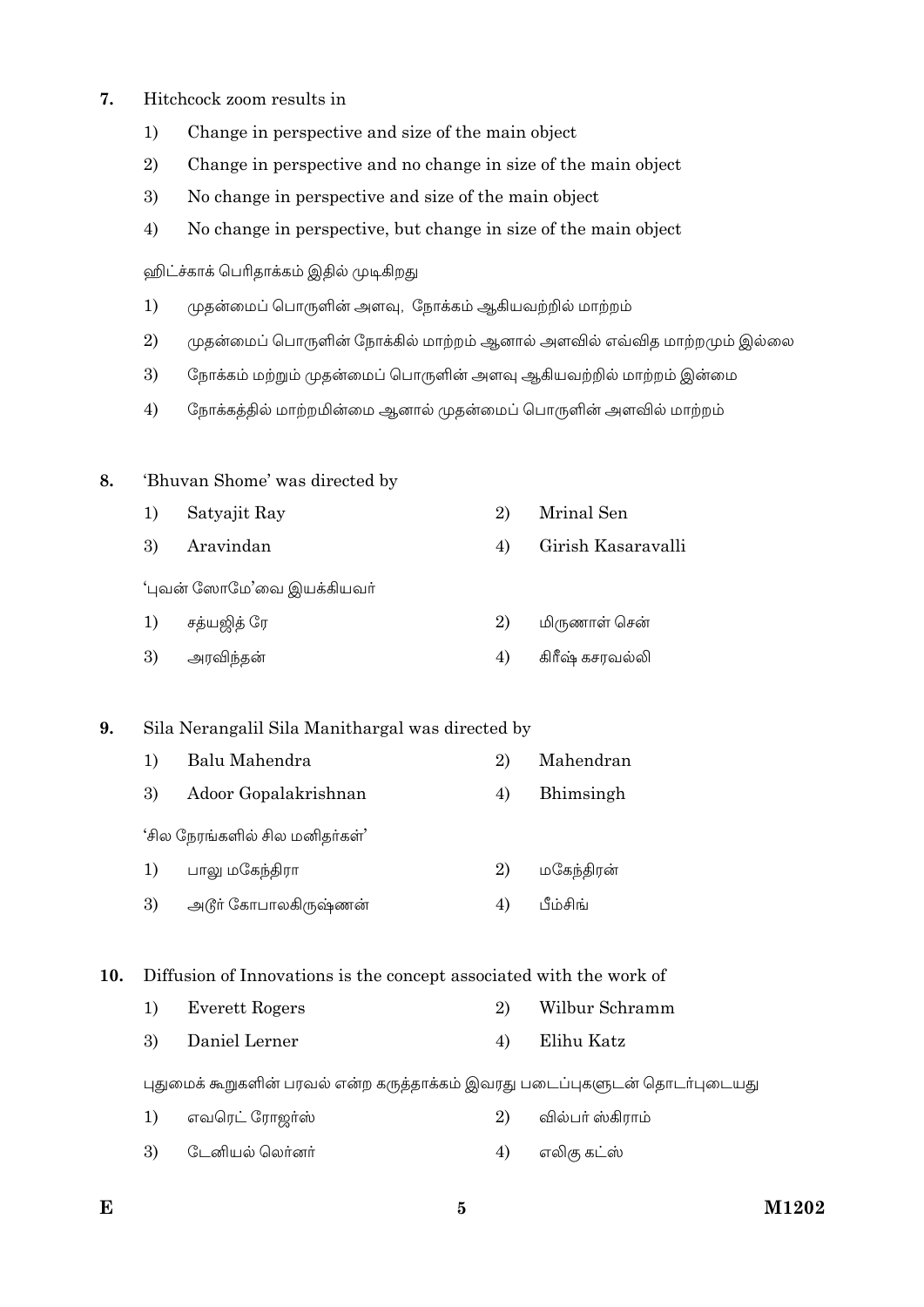7. Hitchcock zoom results in

   1) Change in perspective and size of the main object
   2) Change in perspective and no change in size of the main object
   3) No change in perspective and size of the main object
   4) No change in perspective, but change in size of the main object

   ஹிட்ச்காக் பெரிதாக்கம் இதில் முடிகிறது

   1) முதன்மைப் பொருளின் அளவு, நோக்கம் ஆகியவற்றில் மாற்றம்
   2) முதன்மைப் பொருளின் நோக்கில் மாற்றம் ஆனால் அளவில் எவ்வித மாற்றமும் இல்லை
   3) நோக்கம் மற்றும் முதன்மைப் பொருளின் அளவு ஆகியவற்றில் மாற்றம் இன்மை
   4) நோக்கத்தில் மாற்றமின்மை ஆனால் முதன்மைப் பொருளின் அளவில் மாற்றம்

8. 'Bhuvan Shome' was directed by

   1) Satyajit Ray
   2) Mrinal Sen
   3) Aravindan
   4) Girish Kasaravalli

   'புவன் ஸோமே'வை இயக்கியவர்

   1) சத்யஜித் ரே
   2) மிருணாள் சென்
   3) அரவிந்தன்
   4) கிரீஷ் கசரவல்லி

9. Sila Nerangalil Sila Manithargal was directed by

   1) Balu Mahendra
   2) Mahendran
   3) Adoor Gopalakrishnan
   4) Bhimsingh

   'சில நேரங்களில் சில மனிதர்கள்'

   1) பாலு மகேந்திரா
   2) மகேந்திரன்
   3) அடூர் கோபாலகிருஷ்ணன்
   4) பீம்சிங்

10. Diffusion of Innovations is the concept associated with the work of

    1) Everett Rogers
    2) Wilbur Schramm
    3) Daniel Lerner
    4) Elihu Katz

    புதுமைக் கூறுகளின் பரவல் என்ற கருத்தாக்கம் இவரது படைப்புகளுடன் தொடர்புடையது

    1) எவரெட் ரோஜர்ஸ்
    2) வில்பர் ஸ்கிராம்
    3) டேனியல் லெர்னர்
    4) எலிகு கட்ஸ்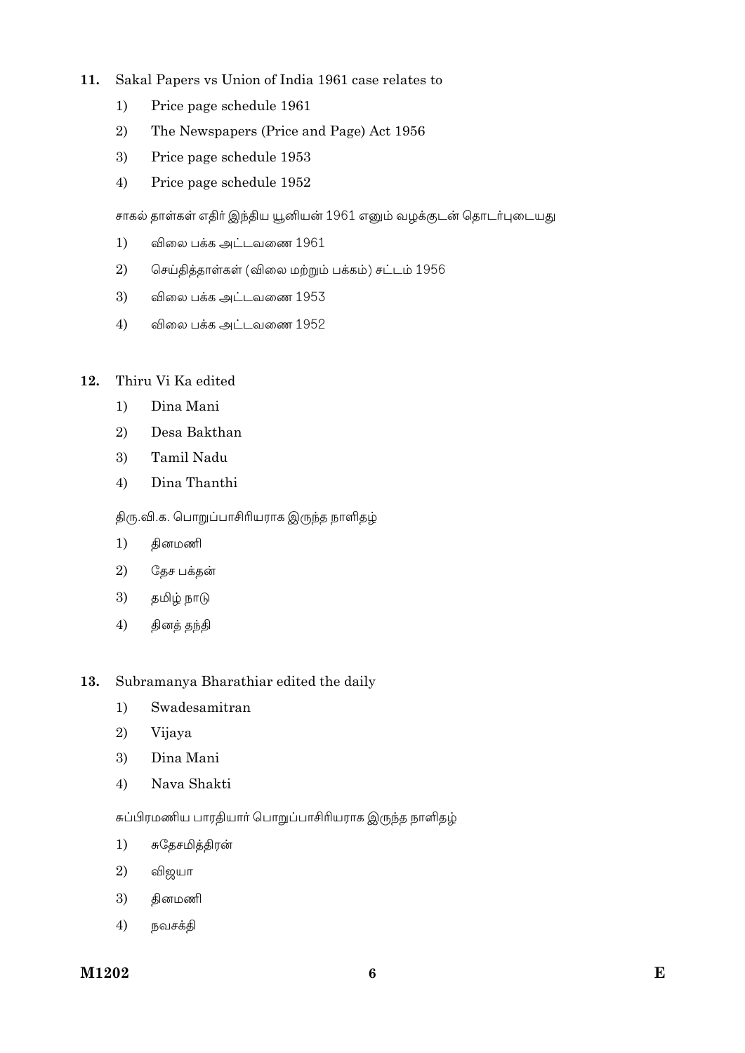**11.** Sakal Papers vs Union of India 1961 case relates to

1) Price page schedule 1961
2) The Newspapers (Price and Page) Act 1956
3) Price page schedule 1953
4) Price page schedule 1952

சாகல் தாள்கள் எதிர் இந்திய யூனியன் 1961 எனும் வழக்குடன் தொடர்புடையது

1) விலை பக்க அட்டவணை 1961
2) செய்தித்தாள்கள் (விலை மற்றும் பக்கம்) சட்டம் 1956
3) விலை பக்க அட்டவணை 1953
4) விலை பக்க அட்டவணை 1952

**12.** Thiru Vi Ka edited

1) Dina Mani
2) Desa Bakthan
3) Tamil Nadu
4) Dina Thanthi

திரு.வி.க. பொறுப்பாசிரியராக இருந்த நாளிதழ்

1) தினமணி
2) தேச பக்தன்
3) தமிழ் நாடு
4) தினத் தந்தி

**13.** Subramanya Bharathiar edited the daily

1) Swadesamitran
2) Vijaya
3) Dina Mani
4) Nava Shakti

சுப்பிரமணிய பாரதியார் பொறுப்பாசிரியராக இருந்த நாளிதழ்

1) சுதேசமித்திரன்
2) விஜயா
3) தினமணி
4) நவசக்தி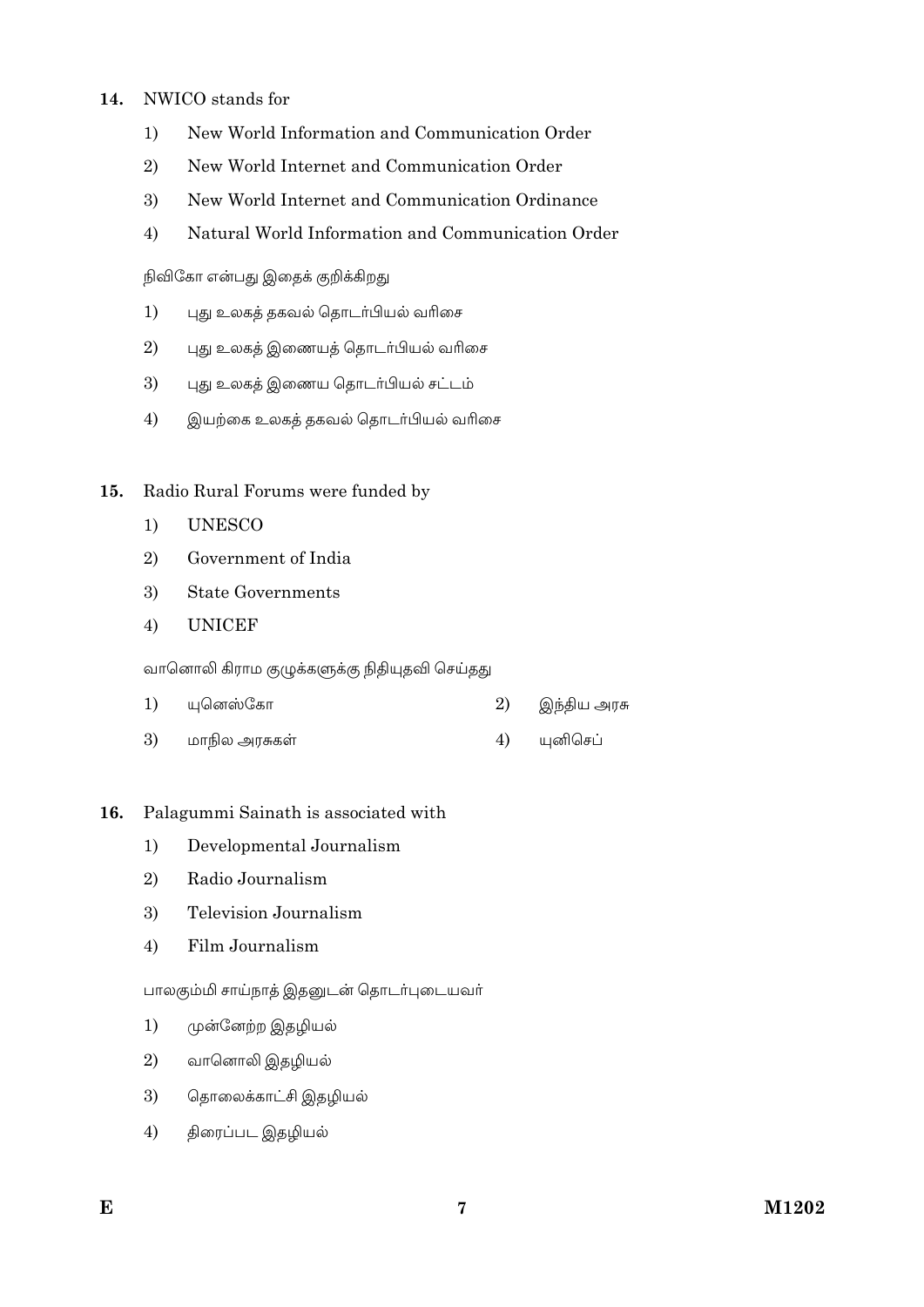14. NWICO stands for

1) New World Information and Communication Order
2) New World Internet and Communication Order
3) New World Internet and Communication Ordinance
4) Natural World Information and Communication Order

நிவிகோ என்பது இதைக் குறிக்கிறது

1) புது உலகத் தகவல் தொடர்பியல் வரிசை
2) புது உலகத் இணையத் தொடர்பியல் வரிசை
3) புது உலகத் இணைய தொடர்பியல் சட்டம்
4) இயற்கை உலகத் தகவல் தொடர்பியல் வரிசை

15. Radio Rural Forums were funded by

1) UNESCO
2) Government of India
3) State Governments
4) UNICEF

வானொலி கிராம குழுக்களுக்கு நிதியுதவி செய்தது

1) யுனெஸ்கோ
2) இந்திய அரசு
3) மாநில அரசுகள்
4) யுனிசெப்

16. Palagummi Sainath is associated with

1) Developmental Journalism
2) Radio Journalism
3) Television Journalism
4) Film Journalism

பாலகும்மி சாய்நாத் இதனுடன் தொடர்புடையவர்

1) முன்னேற்ற இதழியல்
2) வானொலி இதழியல்
3) தொலைக்காட்சி இதழியல்
4) திரைப்பட இதழியல்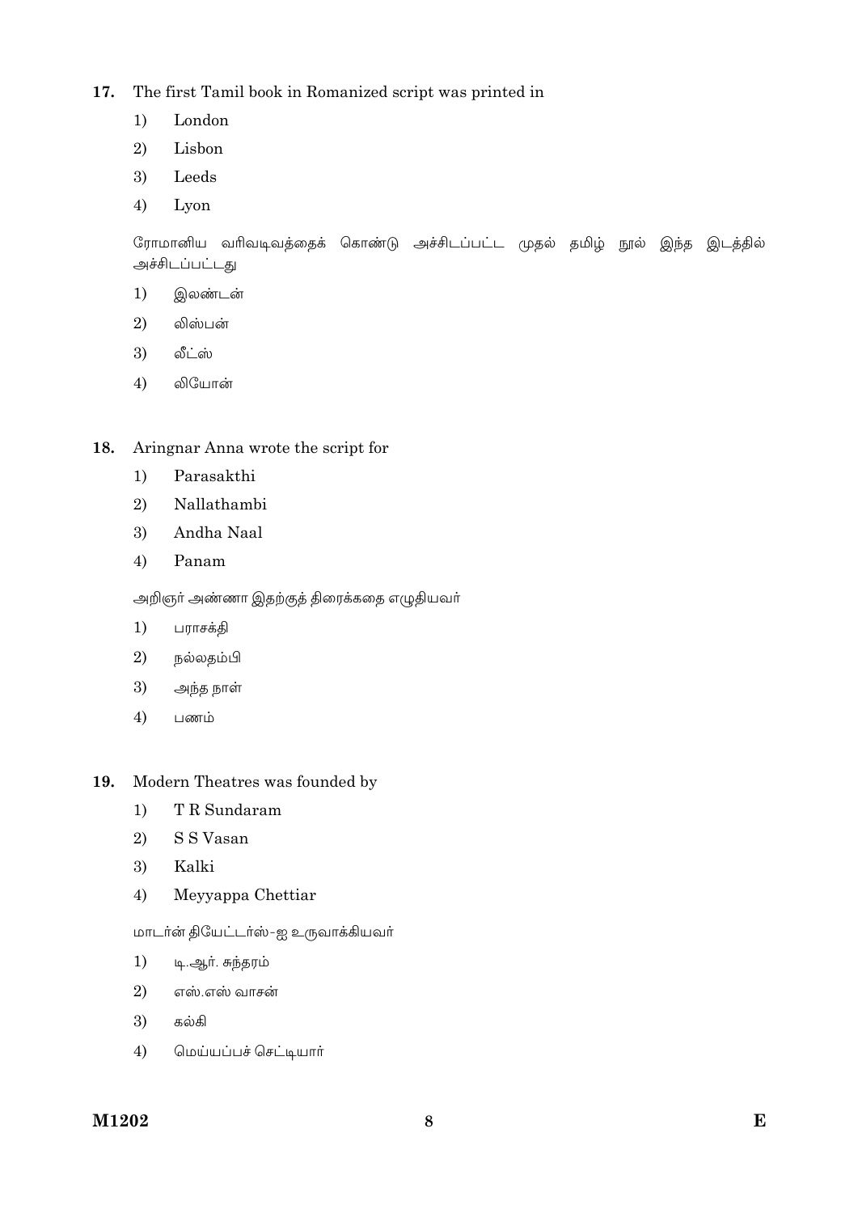**17.** The first Tamil book in Romanized script was printed in

1) London
2) Lisbon
3) Leeds
4) Lyon

ரோமானிய வரிவடிவத்தைக் கொண்டு அச்சிடப்பட்ட முதல் தமிழ் நூல் இந்த இடத்தில் அச்சிடப்பட்டது

1) இலண்டன்
2) லிஸ்பன்
3) லீட்ஸ்
4) லியோன்

**18.** Aringnar Anna wrote the script for

1) Parasakthi
2) Nallathambi
3) Andha Naal
4) Panam

அறிஞர் அண்ணா இதற்குத் திரைக்கதை எழுதியவர்

1) பராசக்தி
2) நல்லதம்பி
3) அந்த நாள்
4) பணம்

**19.** Modern Theatres was founded by

1) T R Sundaram
2) S S Vasan
3) Kalki
4) Meyyappa Chettiar

மாடர்ன் தியேட்டர்ஸ்-ஐ உருவாக்கியவர்

1) டி.ஆர். சுந்தரம்
2) எஸ்.எஸ் வாசன்
3) கல்கி
4) மெய்யப்பச் செட்டியார்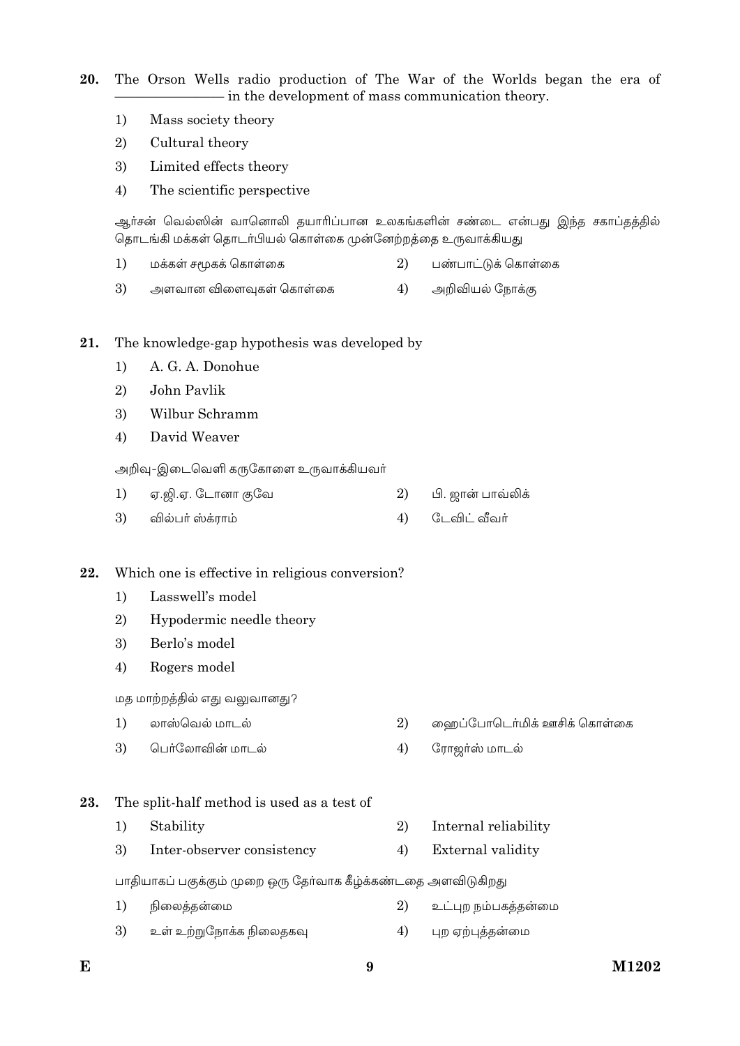20. The Orson Wells radio production of The War of the Worlds began the era of ―――――――― in the development of mass communication theory.

1) Mass society theory
2) Cultural theory
3) Limited effects theory
4) The scientific perspective

ஆர்சன் வெல்ஸின் வானொலி தயாரிப்பான உலகங்களின் சண்டை என்பது இந்த சகாப்தத்தில் தொடங்கி மக்கள் தொடர்பியல் கொள்கை முன்னேற்றத்தை உருவாக்கியது

1) மக்கள் சமூகக் கொள்கை
2) பண்பாட்டுக் கொள்கை
3) அளவான விளைவுகள் கொள்கை
4) அறிவியல் நோக்கு

21. The knowledge-gap hypothesis was developed by

1) A. G. A. Donohue
2) John Pavlik
3) Wilbur Schramm
4) David Weaver

அறிவு-இடைவெளி கருகோளை உருவாக்கியவர்

1) ஏ.ஜி.ஏ. டோனா குவே
2) பி. ஜான் பாவ்லிக்
3) வில்பர் ஸ்க்ராம்
4) டேவிட் வீவர்

22. Which one is effective in religious conversion?

1) Lasswell's model
2) Hypodermic needle theory
3) Berlo's model
4) Rogers model

மத மாற்றத்தில் எது வலுவானது?

1) லாஸ்வெல் மாடல்
2) ஹைப்போடெர்மிக் ஊசிக் கொள்கை
3) பெர்லோவின் மாடல்
4) ரோஜர்ஸ் மாடல்

23. The split-half method is used as a test of

1) Stability
2) Internal reliability
3) Inter-observer consistency
4) External validity

பாதியாகப் பகுக்கும் முறை ஒரு தேர்வாக கீழ்க்கண்டதை அளவிடுகிறது

1) நிலைத்தன்மை
2) உட்புற நம்பகத்தன்மை
3) உள் உற்றுநோக்க நிலைதகவு
4) புற ஏற்புத்தன்மை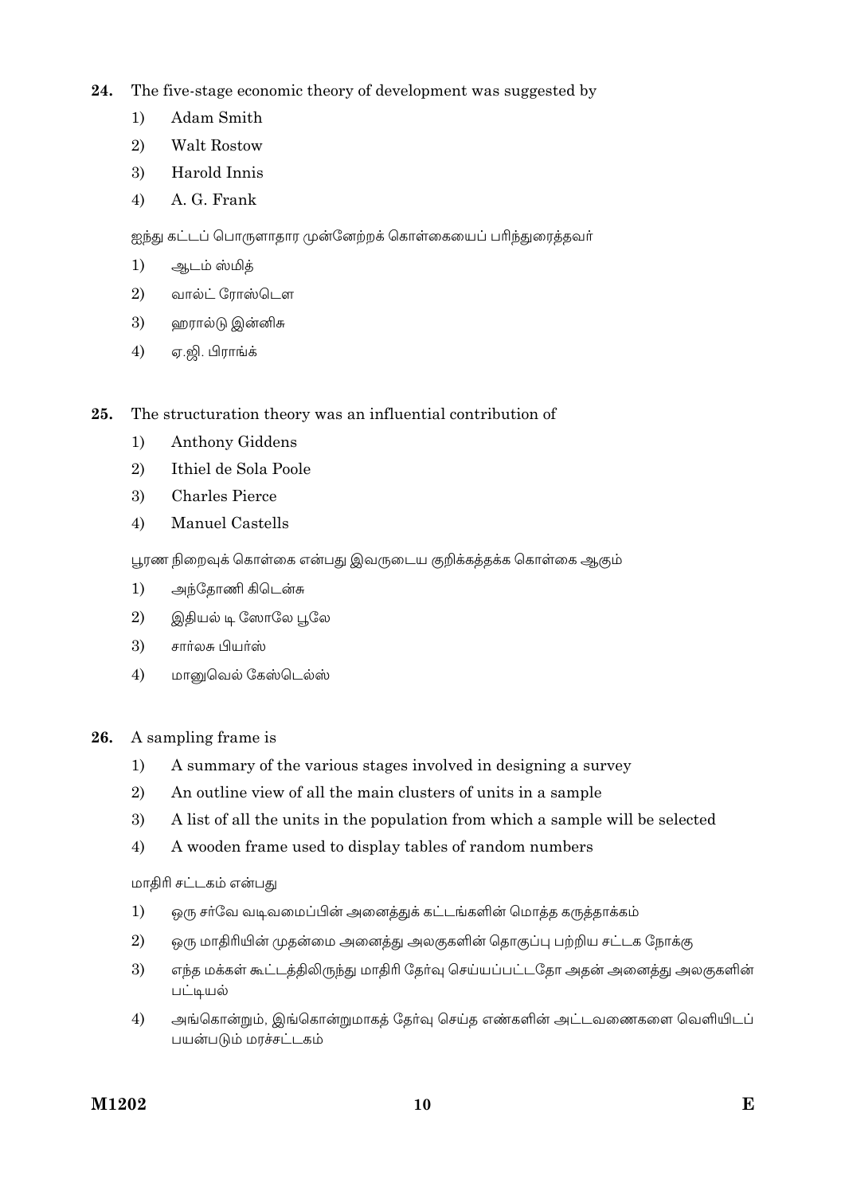24. The five-stage economic theory of development was suggested by

1) Adam Smith
2) Walt Rostow
3) Harold Innis
4) A. G. Frank

ஐந்து கட்டப் பொருளாதார முன்னேற்றக் கொள்கையைப் பரிந்துரைத்தவர்

1) ஆடம் ஸ்மித்
2) வால்ட் ரோஸ்டௌ
3) ஹரால்டு இன்னிசு
4) ஏ.ஜி. பிராங்க்

25. The structuration theory was an influential contribution of

1) Anthony Giddens
2) Ithiel de Sola Poole
3) Charles Pierce
4) Manuel Castells

பூரண நிறைவுக் கொள்கை என்பது இவருடைய குறிக்கத்தக்க கொள்கை ஆகும்

1) அந்தோணி கிடென்சு
2) இதியல் டி ஸோலே பூலே
3) சார்லசு பியர்ஸ்
4) மானுவெல் கேஸ்டெல்ஸ்

26. A sampling frame is

1) A summary of the various stages involved in designing a survey
2) An outline view of all the main clusters of units in a sample
3) A list of all the units in the population from which a sample will be selected
4) A wooden frame used to display tables of random numbers

மாதிரி சட்டகம் என்பது

1) ஒரு சர்வே வடிவமைப்பின் அனைத்துக் கட்டங்களின் மொத்த கருத்தாக்கம்
2) ஒரு மாதிரியின் முதன்மை அனைத்து அலகுகளின் தொகுப்பு பற்றிய சட்டக நோக்கு
3) எந்த மக்கள் கூட்டத்திலிருந்து மாதிரி தேர்வு செய்யப்பட்டதோ அதன் அனைத்து அலகுகளின் பட்டியல்
4) அங்கொன்றும், இங்கொன்றுமாகத் தேர்வு செய்த எண்களின் அட்டவணைகளை வெளியிடப் பயன்படும் மரச்சட்டகம்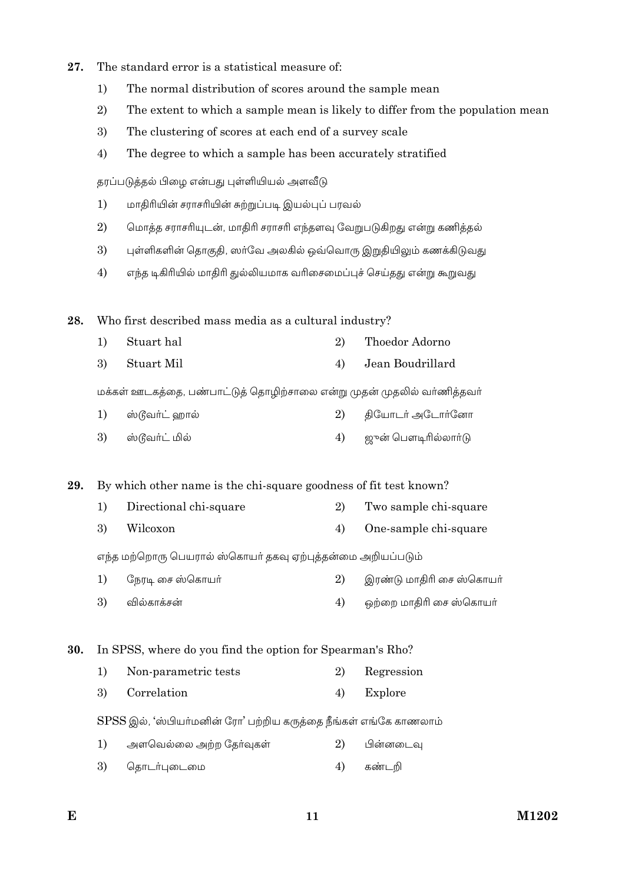27. The standard error is a statistical measure of:

1) The normal distribution of scores around the sample mean
2) The extent to which a sample mean is likely to differ from the population mean
3) The clustering of scores at each end of a survey scale
4) The degree to which a sample has been accurately stratified

தரப்படுத்தல் பிழை என்பது புள்ளியியல் அளவீடு

1) மாதிரியின் சராசரியின் சுற்றுப்படி இயல்புப் பரவல்
2) மொத்த சராசரியுடன், மாதிரி சராசரி எந்தளவு வேறுபடுகிறது என்று கணித்தல்
3) புள்ளிகளின் தொகுதி, ஸர்வே அலகில் ஒவ்வொரு இறுதியிலும் கணக்கிடுவது
4) எந்த டிகிரியில் மாதிரி துல்லியமாக வரிசைமைப்புச் செய்தது என்று கூறுவது

28. Who first described mass media as a cultural industry?

1) Stuart hal
2) Thoedor Adorno
3) Stuart Mil
4) Jean Boudrillard

மக்கள் ஊடகத்தை, பண்பாட்டுத் தொழிற்சாலை என்று முதன் முதலில் வர்ணித்தவர்

1) ஸ்டூவர்ட் ஹால்
2) தியோடர் அடோர்னோ
3) ஸ்டூவர்ட் மில்
4) ஜுன் பௌடிரில்லார்டு

29. By which other name is the chi-square goodness of fit test known?

1) Directional chi-square
2) Two sample chi-square
3) Wilcoxon
4) One-sample chi-square

எந்த மற்றொரு பெயரால் ஸ்கொயர் தகவு ஏற்புத்தன்மை அறியப்படும்

1) நேரடி சை ஸ்கொயர்
2) இரண்டு மாதிரி சை ஸ்கொயர்
3) வில்காக்சன்
4) ஒற்றை மாதிரி சை ஸ்கொயர்

30. In SPSS, where do you find the option for Spearman's Rho?

1) Non-parametric tests
2) Regression
3) Correlation
4) Explore

SPSS இல், 'ஸ்பியர்மனின் ரோ' பற்றிய கருத்தை நீங்கள் எங்கே காணலாம்

1) அளவெல்லை அற்ற தேர்வுகள்
2) பின்னடைவு
3) தொடர்புடைமை
4) கண்டறி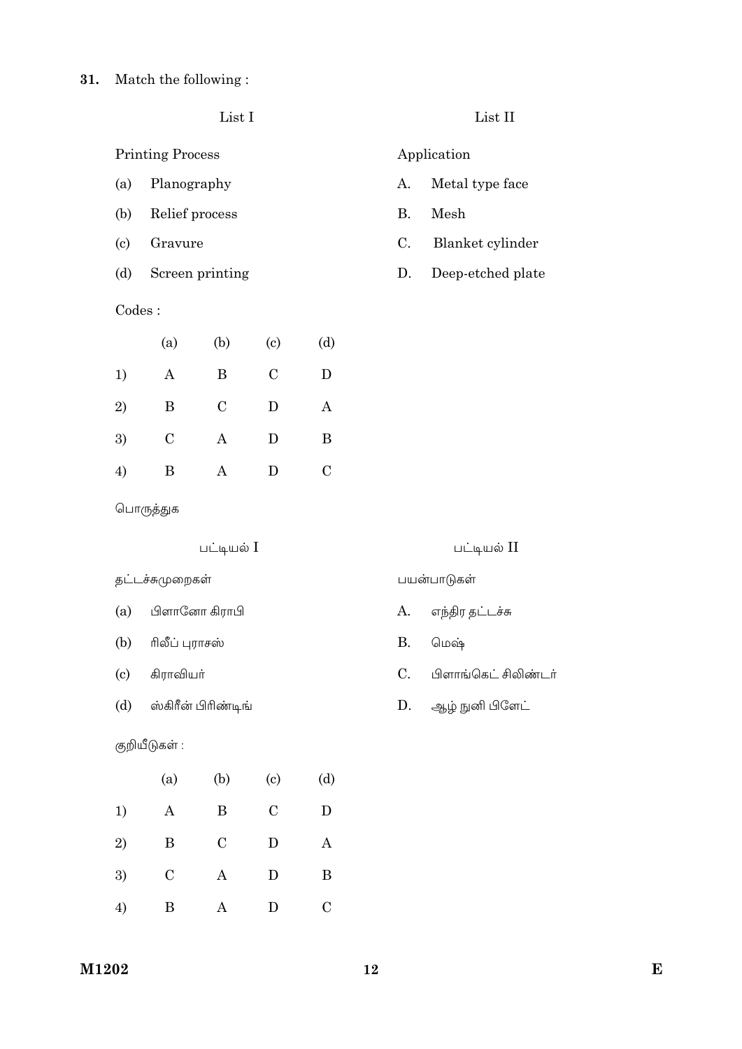**31.** Match the following :

| List I | | List II | |
|---|---|---|---|
| Printing Process | | Application | |
| (a) | Planography | A. | Metal type face |
| (b) | Relief process | B. | Mesh |
| (c) | Gravure | C. | Blanket cylinder |
| (d) | Screen printing | D. | Deep-etched plate |

Codes :

| | (a) | (b) | (c) | (d) |
|---|---|---|---|---|
| 1) | A | B | C | D |
| 2) | B | C | D | A |
| 3) | C | A | D | B |
| 4) | B | A | D | C |

பொருத்துக

| பட்டியல் I | | பட்டியல் II | |
|---|---|---|---|
| தட்டச்சுமுறைகள் | | பயன்பாடுகள் | |
| (a) | பிளானோ கிராபி | A. | எந்திர தட்டச்சு |
| (b) | ரிலீப் புராசஸ் | B. | மெஷ் |
| (c) | கிராவியர் | C. | பிளாங்கெட் சிலிண்டர் |
| (d) | ஸ்கிரீன் பிரிண்டிங் | D. | ஆழ் நுனி பிளேட் |

குறியீடுகள் :

| | (a) | (b) | (c) | (d) |
|---|---|---|---|---|
| 1) | A | B | C | D |
| 2) | B | C | D | A |
| 3) | C | A | D | B |
| 4) | B | A | D | C |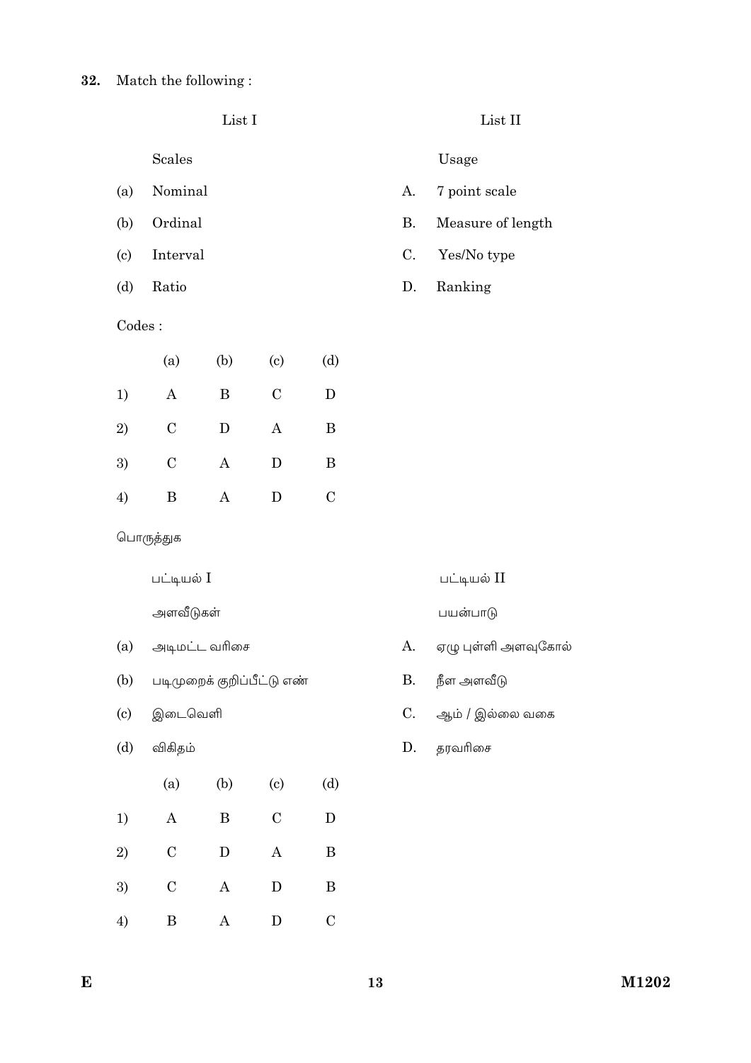**32.** Match the following :

| | List I | | List II |
|---|---|---|---|
| | Scales | | Usage |
| (a) | Nominal | A. | 7 point scale |
| (b) | Ordinal | B. | Measure of length |
| (c) | Interval | C. | Yes/No type |
| (d) | Ratio | D. | Ranking |

Codes :

| | (a) | (b) | (c) | (d) |
|---|---|---|---|---|
| 1) | A | B | C | D |
| 2) | C | D | A | B |
| 3) | C | A | D | B |
| 4) | B | A | D | C |

பொருத்துக

| | பட்டியல் I | | பட்டியல் II |
|---|---|---|---|
| | அளவீடுகள் | | பயன்பாடு |
| (a) | அடிமட்ட வரிசை | A. | ஏழு புள்ளி அளவுகோல் |
| (b) | படிமுறைக் குறிப்பீட்டு எண் | B. | நீள அளவீடு |
| (c) | இடைவெளி | C. | ஆம் / இல்லை வகை |
| (d) | விகிதம் | D. | தரவரிசை |

| | (a) | (b) | (c) | (d) |
|---|---|---|---|---|
| 1) | A | B | C | D |
| 2) | C | D | A | B |
| 3) | C | A | D | B |
| 4) | B | A | D | C |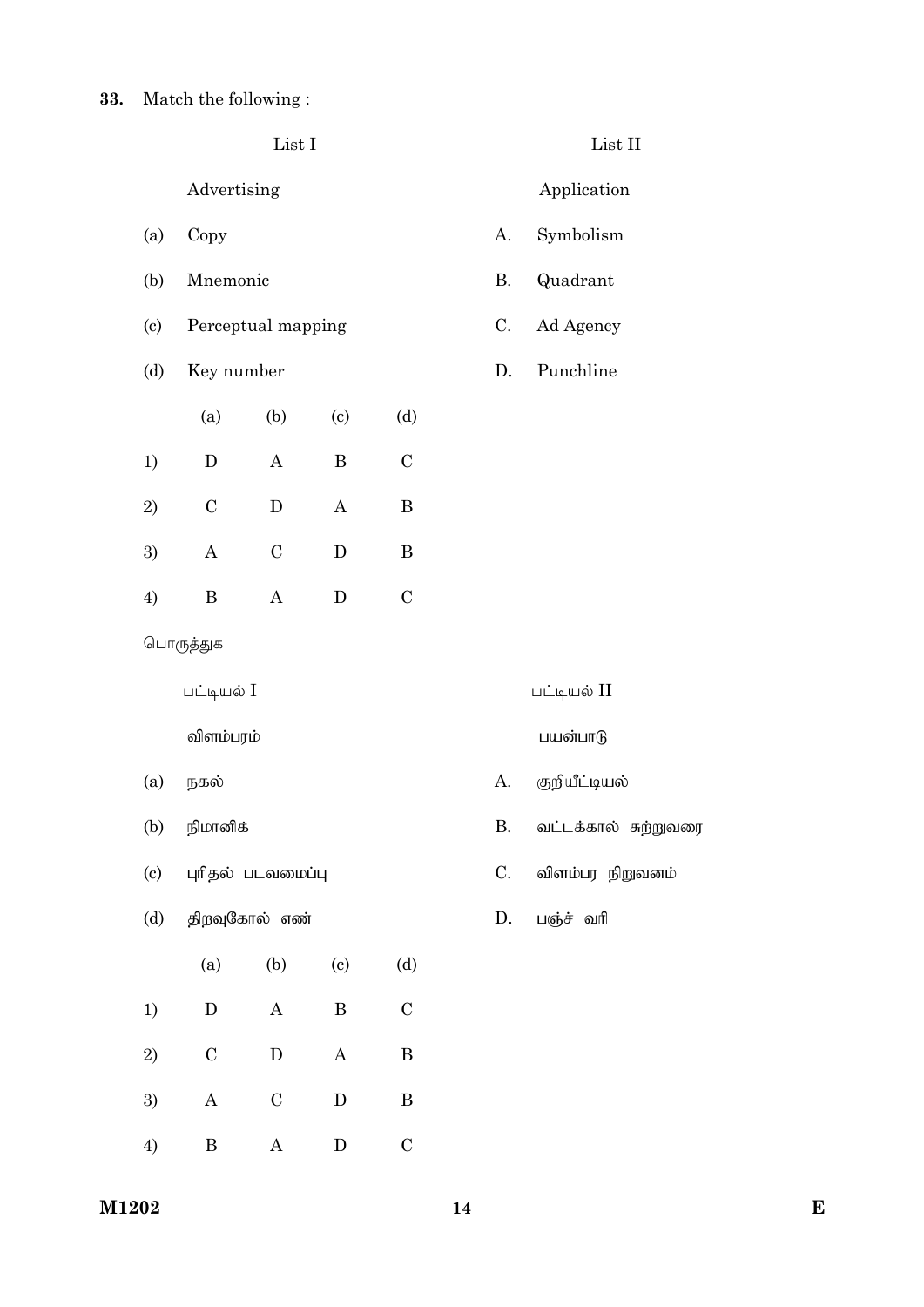**33.** Match the following :

| | List I | | List II |
|---|---|---|---|
| | Advertising | | Application |
| (a) | Copy | A. | Symbolism |
| (b) | Mnemonic | B. | Quadrant |
| (c) | Perceptual mapping | C. | Ad Agency |
| (d) | Key number | D. | Punchline |

| | (a) | (b) | (c) | (d) |
|---|---|---|---|---|
| 1) | D | A | B | C |
| 2) | C | D | A | B |
| 3) | A | C | D | B |
| 4) | B | A | D | C |

பொருத்துக

| | பட்டியல் I | | பட்டியல் II |
|---|---|---|---|
| | விளம்பரம் | | பயன்பாடு |
| (a) | நகல் | A. | குறியீட்டியல் |
| (b) | நிமானிக் | B. | வட்டக்கால் சுற்றுவரை |
| (c) | புரிதல் படவமைப்பு | C. | விளம்பர நிறுவனம் |
| (d) | திறவுகோல் எண் | D. | பஞ்ச் வரி |

| | (a) | (b) | (c) | (d) |
|---|---|---|---|---|
| 1) | D | A | B | C |
| 2) | C | D | A | B |
| 3) | A | C | D | B |
| 4) | B | A | D | C |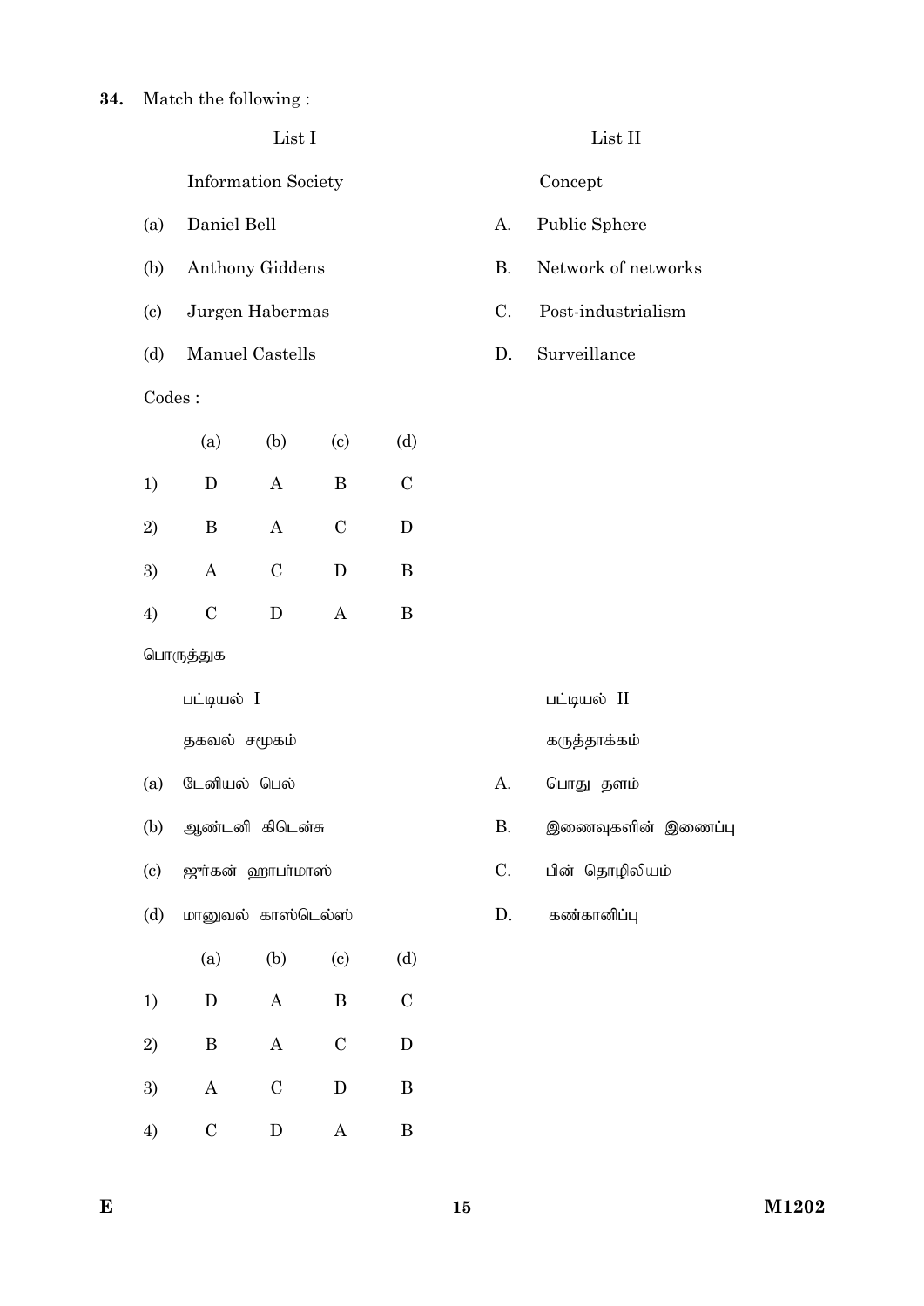**34.** Match the following :

| | List I | | List II |
|---|---|---|---|
| | Information Society | | Concept |
| (a) | Daniel Bell | A. | Public Sphere |
| (b) | Anthony Giddens | B. | Network of networks |
| (c) | Jurgen Habermas | C. | Post-industrialism |
| (d) | Manuel Castells | D. | Surveillance |

Codes :

| | (a) | (b) | (c) | (d) |
|---|---|---|---|---|
| 1) | D | A | B | C |
| 2) | B | A | C | D |
| 3) | A | C | D | B |
| 4) | C | D | A | B |

பொருத்துக

| | பட்டியல் I | | பட்டியல் II |
|---|---|---|---|
| | தகவல் சமூகம் | | கருத்தாக்கம் |
| (a) | டேனியல் பெல் | A. | பொது தளம் |
| (b) | ஆண்டனி கிடென்சு | B. | இணைவுகளின் இணைப்பு |
| (c) | ஜுர்கன் ஹாபர்மாஸ் | C. | பின் தொழிலியம் |
| (d) | மானுவல் காஸ்டெல்ஸ் | D. | கண்காணிப்பு |

| | (a) | (b) | (c) | (d) |
|---|---|---|---|---|
| 1) | D | A | B | C |
| 2) | B | A | C | D |
| 3) | A | C | D | B |
| 4) | C | D | A | B |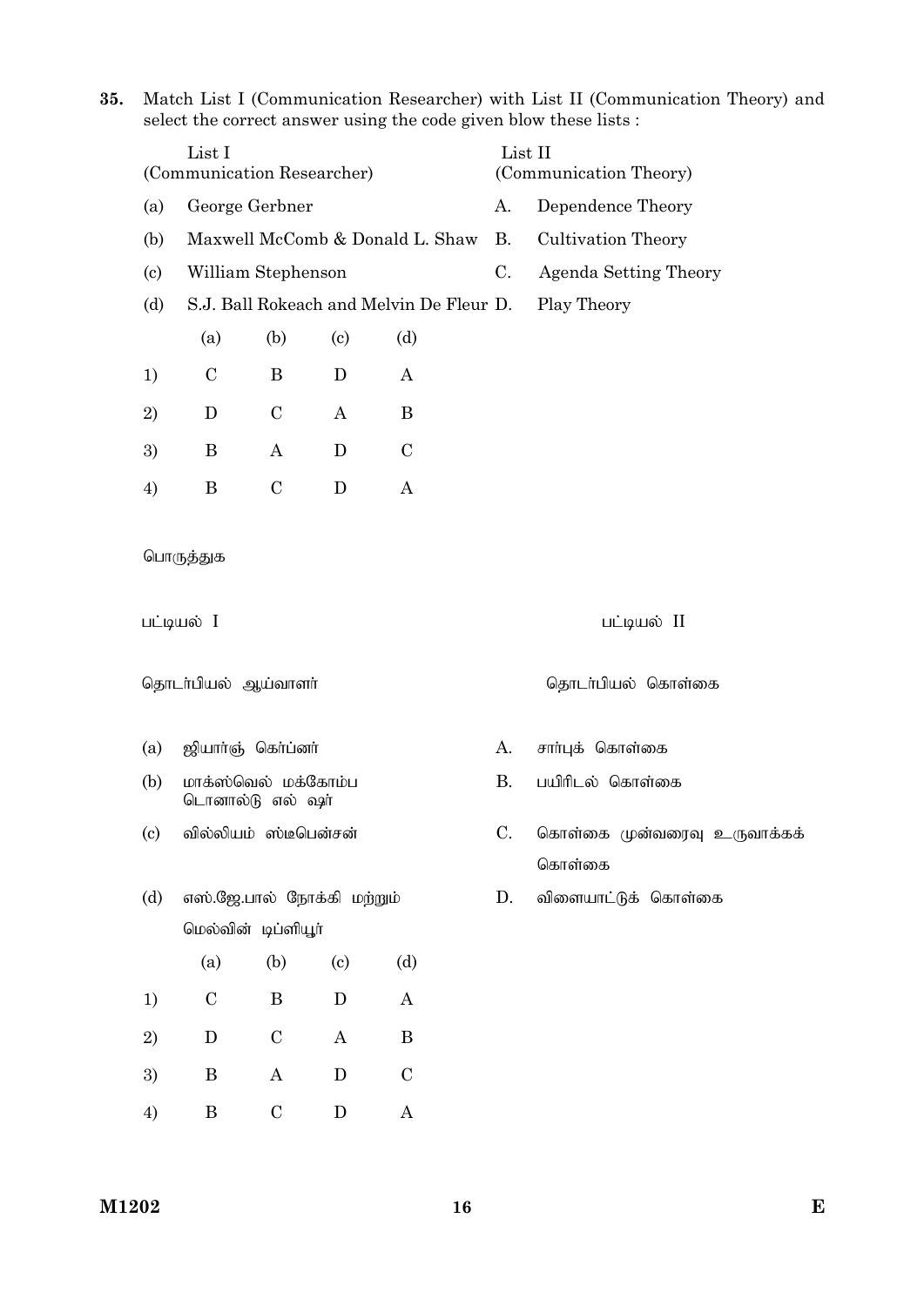**35.** Match List I (Communication Researcher) with List II (Communication Theory) and select the correct answer using the code given blow these lists :

| List I (Communication Researcher) | | List II (Communication Theory) | |
|---|---|---|---|
| (a) | George Gerbner | A. | Dependence Theory |
| (b) | Maxwell McComb & Donald L. Shaw | B. | Cultivation Theory |
| (c) | William Stephenson | C. | Agenda Setting Theory |
| (d) | S.J. Ball Rokeach and Melvin De Fleur | D. | Play Theory |

| | (a) | (b) | (c) | (d) |
|---|---|---|---|---|
| 1) | C | B | D | A |
| 2) | D | C | A | B |
| 3) | B | A | D | C |
| 4) | B | C | D | A |

பொருத்துக

| பட்டியல் I தொடர்பியல் ஆய்வாளர் | | பட்டியல் II தொடர்பியல் கொள்கை | |
|---|---|---|---|
| (a) | ஜியார்ஞ் கெர்ப்னர் | A. | சார்புக் கொள்கை |
| (b) | மாக்ஸ்வெல் மக்கோம்ப டொனால்டு எல் ஷா | B. | பயிரிடல் கொள்கை |
| (c) | வில்லியம் ஸ்டீபென்சன் | C. | கொள்கை முன்வரைவு உருவாக்கக் கொள்கை |
| (d) | எஸ்.ஜே.பால் நோக்கி மற்றும் மெல்வின் டிப்ளியூர் | D. | விளையாட்டுக் கொள்கை |

| | (a) | (b) | (c) | (d) |
|---|---|---|---|---|
| 1) | C | B | D | A |
| 2) | D | C | A | B |
| 3) | B | A | D | C |
| 4) | B | C | D | A |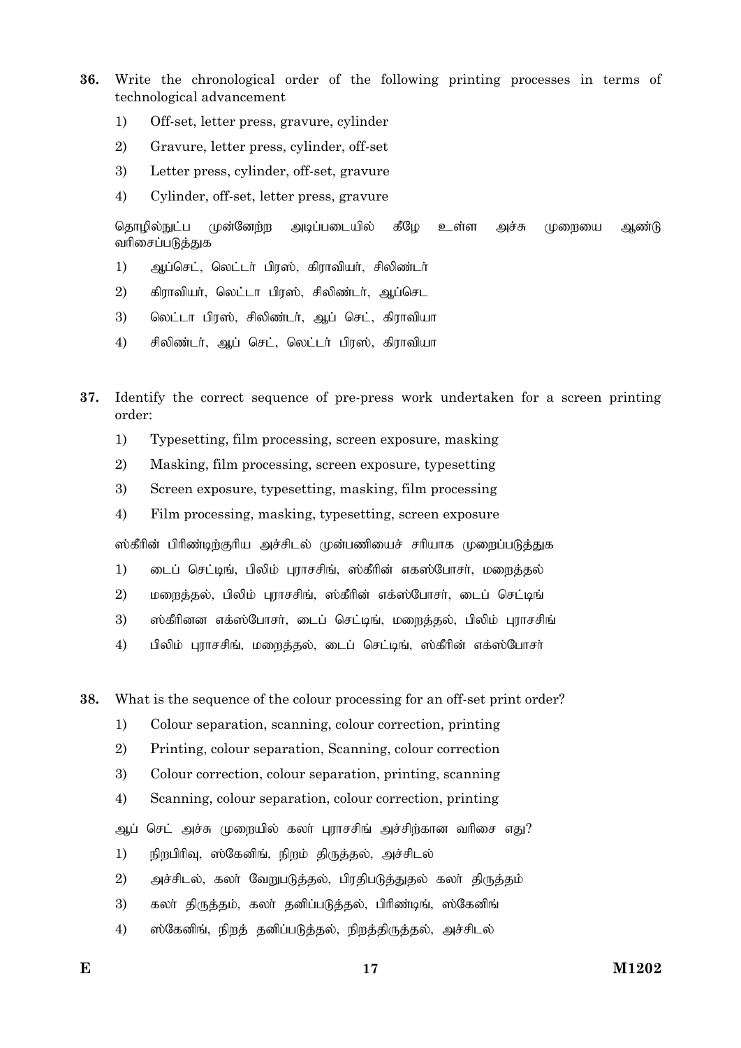**36.** Write the chronological order of the following printing processes in terms of technological advancement

1) Off-set, letter press, gravure, cylinder
2) Gravure, letter press, cylinder, off-set
3) Letter press, cylinder, off-set, gravure
4) Cylinder, off-set, letter press, gravure

தொழில்நுட்ப முன்னேற்ற அடிப்படையில் கீழே உள்ள அச்சு முறையை ஆண்டு வரிசைப்படுத்துக

1) ஆப்செட், லெட்டர் பிரஸ், கிராவியர், சிலிண்டர்
2) கிராவியர், லெட்டா பிரஸ், சிலிண்டர், ஆப்செட
3) லெட்டா பிரஸ், சிலிண்டர், ஆப் செட், கிராவியா
4) சிலிண்டர், ஆப் செட், லெட்டர் பிரஸ், கிராவியா

**37.** Identify the correct sequence of pre-press work undertaken for a screen printing order:

1) Typesetting, film processing, screen exposure, masking
2) Masking, film processing, screen exposure, typesetting
3) Screen exposure, typesetting, masking, film processing
4) Film processing, masking, typesetting, screen exposure

ஸ்கீரின் பிரிண்டிங்குரிய அச்சிடல் முன்பணியைச் சரியாக முறைப்படுத்துக

1) டைப் செட்டிங், பிலிம் புராசசிங், ஸ்கீரின் எகஸ்போசர், மறைத்தல்
2) மறைத்தல், பிலிம் புராசசிங், ஸ்கீரின் எக்ஸ்போசர், டைப் செட்டிங்
3) ஸ்கீரினன எக்ஸ்போசர், டைப் செட்டிங், மறைத்தல், பிலிம் புராசசிங்
4) பிலிம் புராசசிங், மறைத்தல், டைப் செட்டிங், ஸ்கீரின் எக்ஸ்போசர்

**38.** What is the sequence of the colour processing for an off-set print order?

1) Colour separation, scanning, colour correction, printing
2) Printing, colour separation, Scanning, colour correction
3) Colour correction, colour separation, printing, scanning
4) Scanning, colour separation, colour correction, printing

ஆப் செட் அச்சு முறையில் கலர் புராசசிங் அச்சிற்கான வரிசை எது?

1) நிறபிரிவு, ஸ்கேனிங், நிறம் திருத்தல், அச்சிடல்
2) அச்சிடல், கலர் வேறுபடுத்தல், பிரதிபடுத்துதல் கலர் திருத்தம்
3) கலர் திருத்தம், கலர் தனிப்படுத்தல், பிரிண்டிங், ஸ்கேனிங்
4) ஸ்கேனிங், நிறத் தனிப்படுத்தல், நிறத்திருத்தல், அச்சிடல்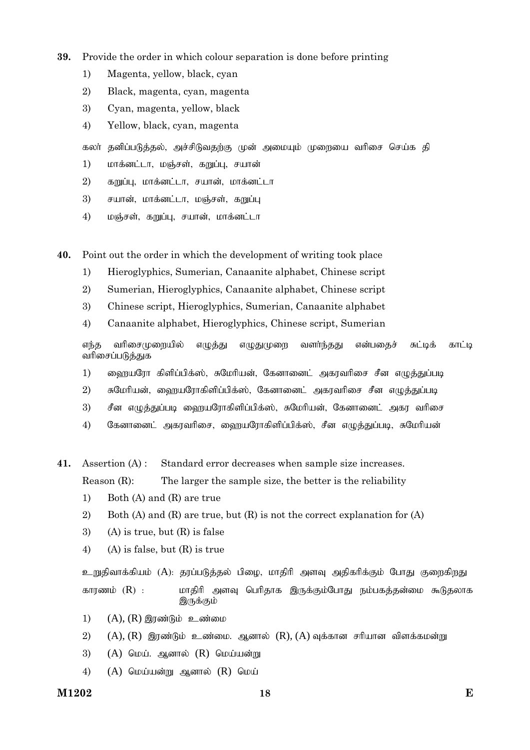39. Provide the order in which colour separation is done before printing

1) Magenta, yellow, black, cyan
2) Black, magenta, cyan, magenta
3) Cyan, magenta, yellow, black
4) Yellow, black, cyan, magenta

கலர் தனிப்படுத்தல், அச்சிடுவதற்கு முன் அமையும் முறையை வரிசை செய்க தி

1) மாக்னட்டா, மஞ்சள், கறுப்பு, சயான்
2) கறுப்பு, மாக்னட்டா, சயான், மாக்னட்டா
3) சயான், மாக்னட்டா, மஞ்சள், கறுப்பு
4) மஞ்சள், கறுப்பு, சயான், மாக்னட்டா

40. Point out the order in which the development of writing took place

1) Hieroglyphics, Sumerian, Canaanite alphabet, Chinese script
2) Sumerian, Hieroglyphics, Canaanite alphabet, Chinese script
3) Chinese script, Hieroglyphics, Sumerian, Canaanite alphabet
4) Canaanite alphabet, Hieroglyphics, Chinese script, Sumerian

எந்த வரிசைமுறையில் எழுத்து எழுதுமுறை வளர்ந்தது என்பதைச் சுட்டிக் காட்டி வரிசைப்படுத்துக

1) ஹையரோ கிளிப்பிக்ஸ், சுமேரியன், கேனானைட் அகரவரிசை சீன எழுத்துப்படி
2) சுமேரியன், ஹையரோகிளிப்பிக்ஸ், கேனானைட் அகரவரிசை சீன எழுத்துப்படி
3) சீன எழுத்துப்படி ஹையரோகிளிப்பிக்ஸ், சுமேரியன், கேனானைட் அகர வரிசை
4) கேனானைட் அகரவரிசை, ஹையரோகிளிப்பிக்ஸ், சீன எழுத்துப்படி, சுமேரியன்

41. Assertion (A) : Standard error decreases when sample size increases.

Reason (R): The larger the sample size, the better is the reliability

1) Both (A) and (R) are true
2) Both (A) and (R) are true, but (R) is not the correct explanation for (A)
3) (A) is true, but (R) is false
4) (A) is false, but (R) is true

உறுதிவாக்கியம் (A): தரப்படுத்தல் பிழை, மாதிரி அளவு அதிகரிக்கும் போது குறைகிறது

காரணம் (R) : மாதிரி அளவு பெரிதாக இருக்கும்போது நம்பகத்தன்மை கூடுதலாக இருக்கும்

1) (A), (R) இரண்டும் உண்மை
2) (A), (R) இரண்டும் உண்மை. ஆனால் (R), (A) வுக்கான சரியான விளக்கமன்று
3) (A) மெய். ஆனால் (R) மெய்யன்று
4) (A) மெய்யன்று ஆனால் (R) மெய்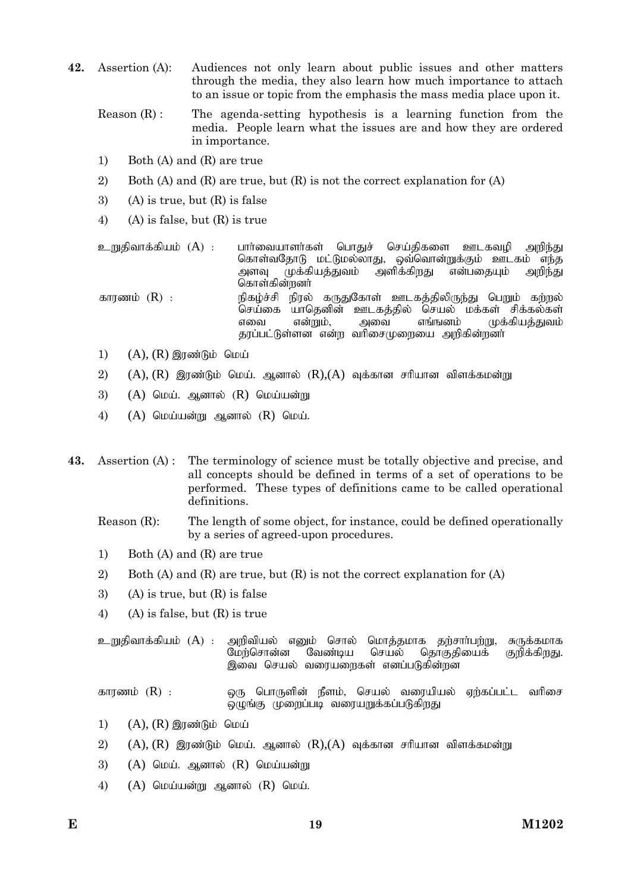42. Assertion (A): Audiences not only learn about public issues and other matters through the media, they also learn how much importance to attach to an issue or topic from the emphasis the mass media place upon it.

Reason (R) : The agenda-setting hypothesis is a learning function from the media. People learn what the issues are and how they are ordered in importance.

1) Both (A) and (R) are true
2) Both (A) and (R) are true, but (R) is not the correct explanation for (A)
3) (A) is true, but (R) is false
4) (A) is false, but (R) is true

உறுதிவாக்கியம் (A) : பார்வையாளர்கள் பொதுச் செய்திகளை ஊடகவழி அறிந்து கொள்வதோடு மட்டுமல்லாது, ஒவ்வொன்றுக்கும் ஊடகம் எந்த அளவு முக்கியத்துவம் அளிக்கிறது என்பதையும் அறிந்து கொள்கின்றனர்

காரணம் (R) : நிகழ்ச்சி நிரல் கருதுகோள் ஊடகத்திலிருந்து பெறும் கற்றல் செய்கை யாதெனின் ஊடகத்தில் செயல் மக்கள் சிக்கல்கள் எவை என்றும், அவை எங்ஙனம் முக்கியத்துவம் தரப்பட்டுள்ளன என்ற வரிசைமுறையை அறிகின்றனர்

1) (A), (R) இரண்டும் மெய்
2) (A), (R) இரண்டும் மெய். ஆனால் (R),(A) வுக்கான சரியான விளக்கமன்று
3) (A) மெய். ஆனால் (R) மெய்யன்று
4) (A) மெய்யன்று ஆனால் (R) மெய்.

43. Assertion (A) : The terminology of science must be totally objective and precise, and all concepts should be defined in terms of a set of operations to be performed. These types of definitions came to be called operational definitions.

Reason (R): The length of some object, for instance, could be defined operationally by a series of agreed-upon procedures.

1) Both (A) and (R) are true
2) Both (A) and (R) are true, but (R) is not the correct explanation for (A)
3) (A) is true, but (R) is false
4) (A) is false, but (R) is true

உறுதிவாக்கியம் (A) : அறிவியல் எனும் சொல் மொத்தமாக தற்சார்பற்று, சுருக்கமாக மேற்சொன்ன வேண்டிய செயல் தொகுதியைக் குறிக்கிறது. இவை செயல் வரையறைகள் எனப்படுகின்றன

காரணம் (R) : ஒரு பொருளின் நீளம், செயல் வரையியல் ஏற்கப்பட்ட வரிசை ஒழுங்கு முறைப்படி வரையறுக்கப்படுகிறது

1) (A), (R) இரண்டும் மெய்
2) (A), (R) இரண்டும் மெய். ஆனால் (R),(A) வுக்கான சரியான விளக்கமன்று
3) (A) மெய். ஆனால் (R) மெய்யன்று
4) (A) மெய்யன்று ஆனால் (R) மெய்.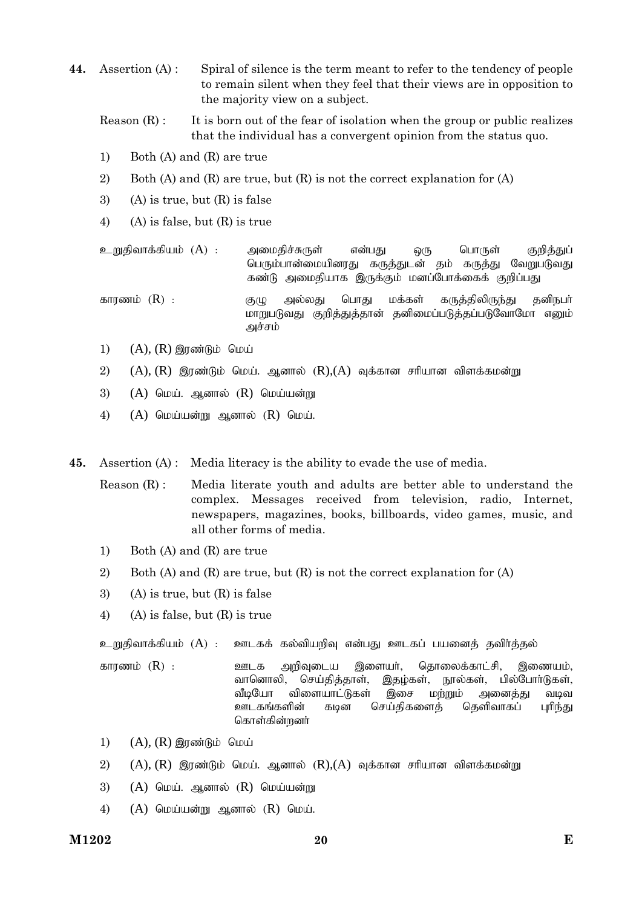**44.** Assertion (A) : Spiral of silence is the term meant to refer to the tendency of people to remain silent when they feel that their views are in opposition to the majority view on a subject.

Reason (R) : It is born out of the fear of isolation when the group or public realizes that the individual has a convergent opinion from the status quo.

1) Both (A) and (R) are true
2) Both (A) and (R) are true, but (R) is not the correct explanation for (A)
3) (A) is true, but (R) is false
4) (A) is false, but (R) is true

உறுதிவாக்கியம் (A) : அமைதிச்சுருள் என்பது ஒரு பொருள் குறித்துப் பெரும்பான்மையினரது கருத்துடன் தம் கருத்து வேறுபடுவது கண்டு அமைதியாக இருக்கும் மனப்போக்கைக் குறிப்பது

காரணம் (R) : குழு அல்லது பொது மக்கள் கருத்திலிருந்து தனிநபர் மாறுபடுவது குறித்துத்தான் தனிமைப்படுத்தப்படுவோமோ எனும் அச்சம்

1) (A), (R) இரண்டும் மெய்
2) (A), (R) இரண்டும் மெய். ஆனால் (R),(A) வுக்கான சரியான விளக்கமன்று
3) (A) மெய். ஆனால் (R) மெய்யன்று
4) (A) மெய்யன்று ஆனால் (R) மெய்.

**45.** Assertion (A) : Media literacy is the ability to evade the use of media.

Reason (R) : Media literate youth and adults are better able to understand the complex. Messages received from television, radio, Internet, newspapers, magazines, books, billboards, video games, music, and all other forms of media.

1) Both (A) and (R) are true
2) Both (A) and (R) are true, but (R) is not the correct explanation for (A)
3) (A) is true, but (R) is false
4) (A) is false, but (R) is true

உறுதிவாக்கியம் (A) : ஊடகக் கல்வியறிவு என்பது ஊடகப் பயனைத் தவிர்த்தல்

காரணம் (R) : ஊடக அறிவுடைய இளையர், தொலைக்காட்சி, இணையம், வானொலி, செய்தித்தாள், இதழ்கள், நூல்கள், பில்போர்டுகள், வீடியோ விளையாட்டுகள் இசை மற்றும் அனைத்து வடிவ ஊடகங்களின் கடின செய்திகளைத் தெளிவாகப் புரிந்து கொள்கின்றனர்

1) (A), (R) இரண்டும் மெய்
2) (A), (R) இரண்டும் மெய். ஆனால் (R),(A) வுக்கான சரியான விளக்கமன்று
3) (A) மெய். ஆனால் (R) மெய்யன்று
4) (A) மெய்யன்று ஆனால் (R) மெய்.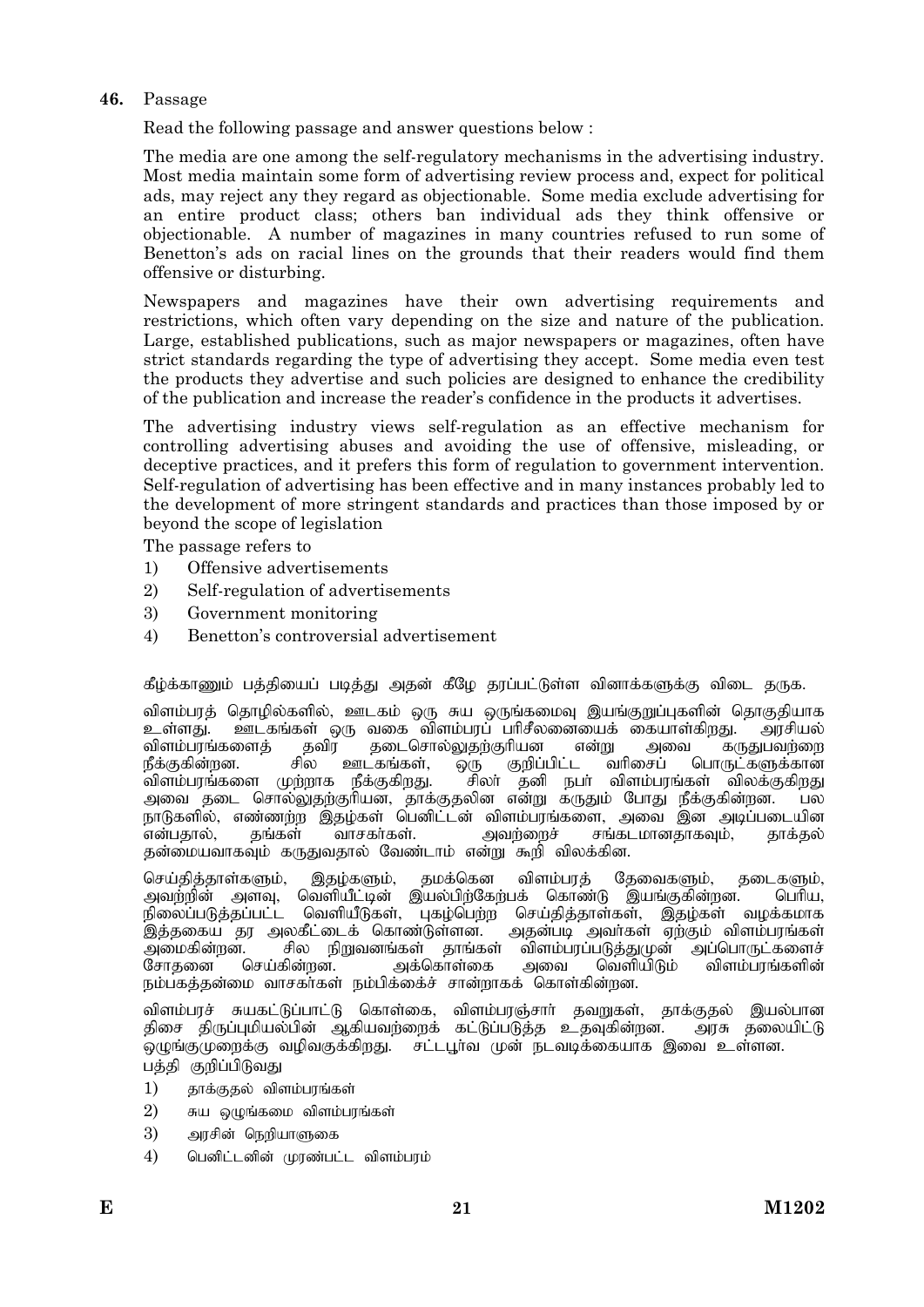**46.** Passage

Read the following passage and answer questions below :

The media are one among the self-regulatory mechanisms in the advertising industry. Most media maintain some form of advertising review process and, expect for political ads, may reject any they regard as objectionable. Some media exclude advertising for an entire product class; others ban individual ads they think offensive or objectionable. A number of magazines in many countries refused to run some of Benetton's ads on racial lines on the grounds that their readers would find them offensive or disturbing.

Newspapers and magazines have their own advertising requirements and restrictions, which often vary depending on the size and nature of the publication. Large, established publications, such as major newspapers or magazines, often have strict standards regarding the type of advertising they accept. Some media even test the products they advertise and such policies are designed to enhance the credibility of the publication and increase the reader's confidence in the products it advertises.

The advertising industry views self-regulation as an effective mechanism for controlling advertising abuses and avoiding the use of offensive, misleading, or deceptive practices, and it prefers this form of regulation to government intervention. Self-regulation of advertising has been effective and in many instances probably led to the development of more stringent standards and practices than those imposed by or beyond the scope of legislation

The passage refers to

1) Offensive advertisements
2) Self-regulation of advertisements
3) Government monitoring
4) Benetton's controversial advertisement

கீழ்க்காணும் பத்தியைப் படித்து அதன் கீழே தரப்பட்டுள்ள வினாக்களுக்கு விடை தருக.

விளம்பரத் தொழில்களில், ஊடகம் ஒரு சுய ஒருங்கமைவு இயங்குறுப்புகளின் தொகுதியாக உள்ளது. ஊடகங்கள் ஒரு வகை விளம்பரப் பரிசீலனையைக் கையாள்கிறது. அரசியல் விளம்பரங்களைத் தவிர தடைசொல்லுதற்குரியன என்று அவை கருதுபவற்றை நீக்குகின்றன. சில ஊடகங்கள், ஒரு குறிப்பிட்ட வரிசைப் பொருட்களுக்கான விளம்பரங்களை முற்றாக நீக்குகிறது. சிலர் தனி நபர் விளம்பரங்கள் விலக்குகிறது அவை தடை சொல்லுதற்குரியன, தாக்குதலின என்று கருதும் போது நீக்குகின்றன. பல நாடுகளில், எண்ணற்ற இதழ்கள் பெனிட்டன் விளம்பரங்களை, அவை இன அடிப்படையின என்பதால், தங்கள் வாசகர்கள். அவற்றைச் சங்கடமானதாகவும், தாக்தல் தன்மையவாகவும் கருதுவதால் வேண்டாம் என்று கூறி விலக்கின.

செய்தித்தாள்களும், இதழ்களும், தமக்கென விளம்பரத் தேவைகளும், தடைகளும், அவற்றின் அளவு, வெளியீட்டின் இயல்பிற்கேற்பக் கொண்டு இயங்குகின்றன. பெரிய, நிலைப்படுத்தப்பட்ட வெளியீடுகள், புகழ்பெற்ற செய்தித்தாள்கள், இதழ்கள் வழக்கமாக இத்தகைய தர அலகீட்டைக் கொண்டுள்ளன. அதன்படி அவர்கள் ஏற்கும் விளம்பரங்கள் அமைகின்றன. சில நிறுவனங்கள் தாங்கள் விளம்பரப்படுத்துமுன் அப்பொருட்களைச் சோதனை செய்கின்றன. அக்கொள்கை அவை வெளியிடும் விளம்பரங்களின் நம்பகத்தன்மை வாசகர்கள் நம்பிக்கைச் சான்றாகக் கொள்கின்றன.

விளம்பரச் சுயகட்டுப்பாட்டு கொள்கை, விளம்பரஞ்சார் தவறுகள், தாக்குதல் இயல்பான திசை திருப்புமியல்பின் ஆகியவற்றைக் கட்டுப்படுத்த உதவுகின்றன. அரசு தலையிட்டு ஒழுங்குமுறைக்கு வழிவகுக்கிறது. சட்டபூர்வ முன் நடவடிக்கையாக இவை உள்ளன.

பத்தி குறிப்பிடுவது

1) தாக்குதல் விளம்பரங்கள்
2) சுய ஒழுங்கமை விளம்பரங்கள்
3) அரசின் நெறியாளுகை
4) பெனிட்டனின் முரண்பட்ட விளம்பரம்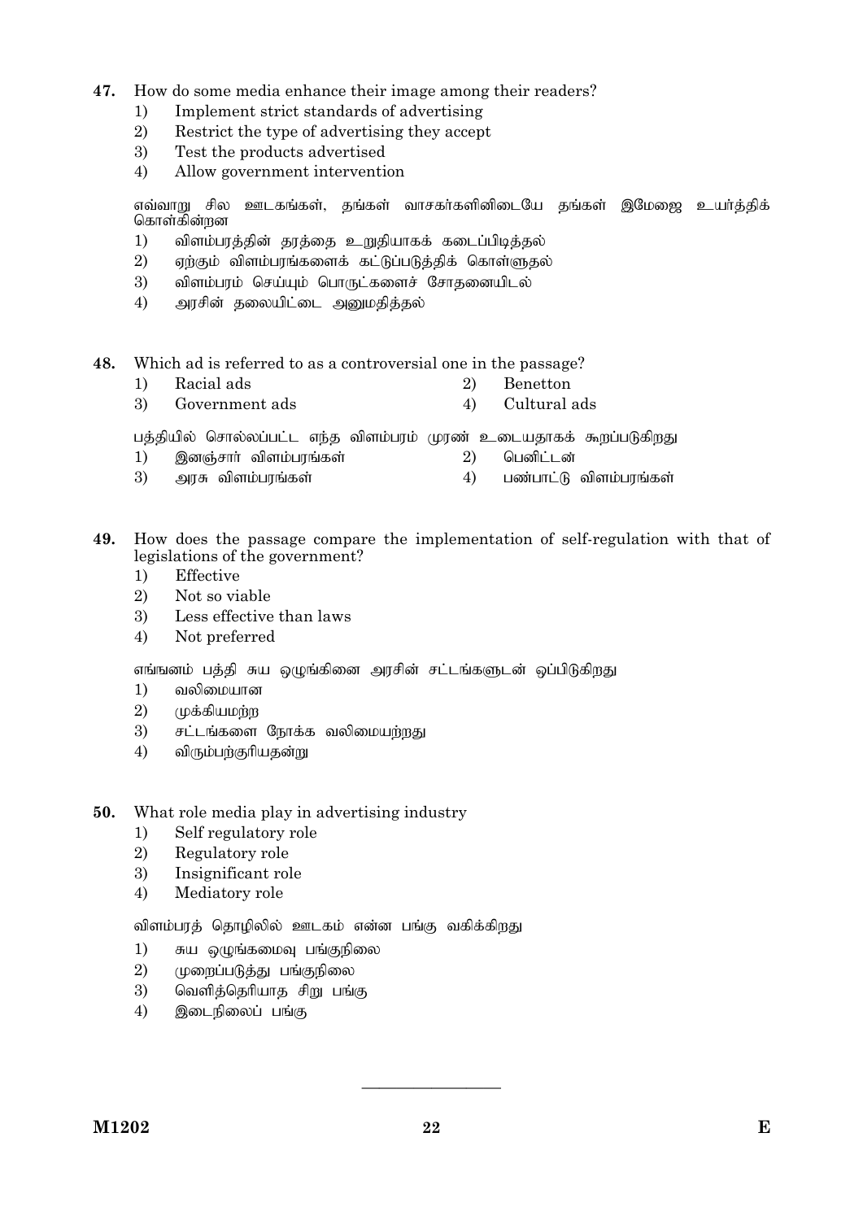**47.** How do some media enhance their image among their readers?

1) Implement strict standards of advertising
2) Restrict the type of advertising they accept
3) Test the products advertised
4) Allow government intervention

எவ்வாறு சில ஊடகங்கள், தங்கள் வாசகர்களினிடையே தங்கள் இமேஜை உயர்த்திக் கொள்கின்றன

1) விளம்பரத்தின் தரத்தை உறுதியாகக் கடைப்பிடித்தல்
2) ஏற்கும் விளம்பரங்களைக் கட்டுப்படுத்திக் கொள்ளுதல்
3) விளம்பரம் செய்யும் பொருட்களைச் சோதனையிடல்
4) அரசின் தலையிட்டை அனுமதித்தல்

**48.** Which ad is referred to as a controversial one in the passage?

1) Racial ads
2) Benetton
3) Government ads
4) Cultural ads

பத்தியில் சொல்லப்பட்ட எந்த விளம்பரம் முரண் உடையதாகக் கூறப்படுகிறது

1) இனஞ்சார் விளம்பரங்கள்
2) பெனிட்டன்
3) அரசு விளம்பரங்கள்
4) பண்பாட்டு விளம்பரங்கள்

**49.** How does the passage compare the implementation of self-regulation with that of legislations of the government?

1) Effective
2) Not so viable
3) Less effective than laws
4) Not preferred

எங்ஙனம் பத்தி சுய ஒழுங்கினை அரசின் சட்டங்களுடன் ஒப்பிடுகிறது

1) வலிமையான
2) முக்கியமற்ற
3) சட்டங்களை நோக்க வலிமையற்றது
4) விரும்பற்குரியதன்று

**50.** What role media play in advertising industry

1) Self regulatory role
2) Regulatory role
3) Insignificant role
4) Mediatory role

விளம்பரத் தொழிலில் ஊடகம் என்ன பங்கு வகிக்கிறது

1) சுய ஒழுங்கமைவு பங்குநிலை
2) முறைப்படுத்து பங்குநிலை
3) வெளித்தெரியாத சிறு பங்கு
4) இடைநிலைப் பங்கு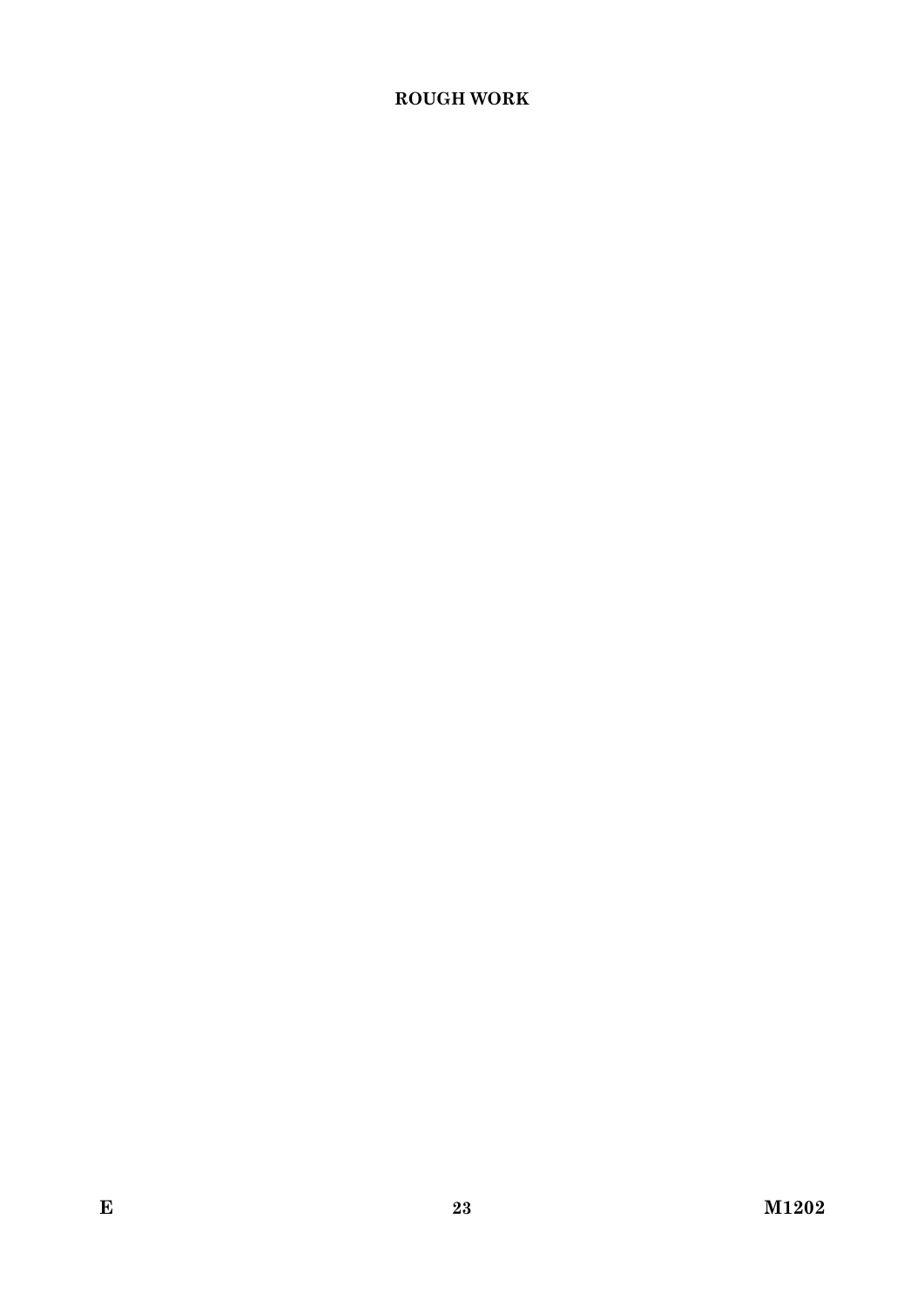**ROUGH WORK**